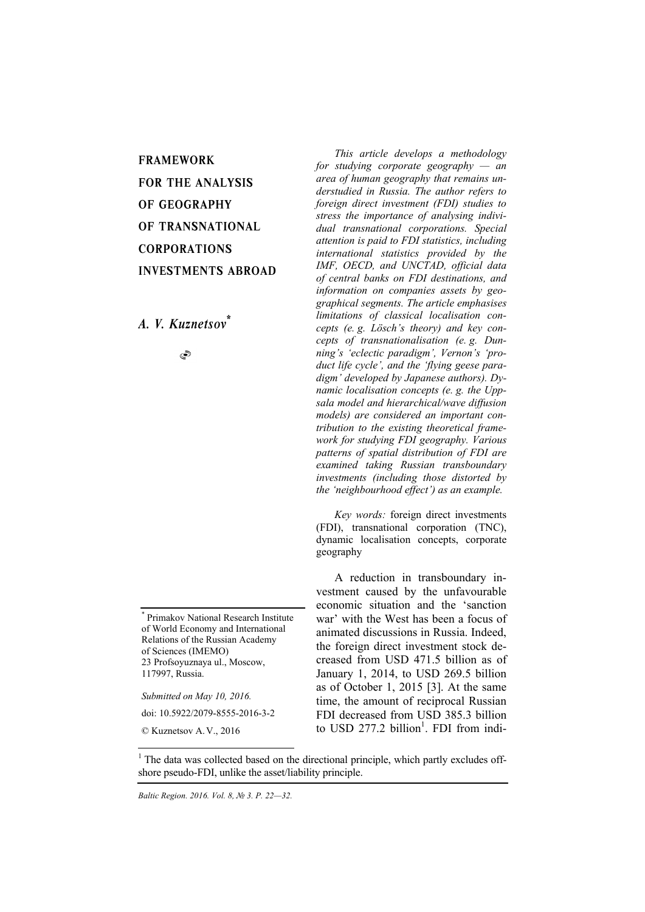# FRAMEWORK FOR THE ANALYSIS OF GEOGRAPHY OF TRANSNATIONAL CORPORATIONS INVESTMENTS ABROAD

## *A. V. Kuznetsov*[*]

*This article develops a methodology for studying corporate geography — an area of human geography that remains understudied in Russia. The author refers to foreign direct investment (FDI) studies to stress the importance of analysing individual transnational corporations. Special attention is paid to FDI statistics, including international statistics provided by the IMF, OECD, and UNCTAD, official data of central banks on FDI destinations, and information on companies assets by geographical segments. The article emphasises limitations of classical localisation concepts (e. g. Lösch's theory) and key concepts of transnationalisation (e. g. Dunning's 'eclectic paradigm', Vernon's 'product life cycle', and the 'flying geese paradigm' developed by Japanese authors). Dynamic localisation concepts (e. g. the Uppsala model and hierarchical/wave diffusion models) are considered an important contribution to the existing theoretical framework for studying FDI geography. Various patterns of spatial distribution of FDI are examined taking Russian transboundary investments (including those distorted by the 'neighbourhood effect') as an example.*

*Key words:* foreign direct investments (FDI), transnational corporation (TNC), dynamic localisation concepts, corporate geography

A reduction in transboundary investment caused by the unfavourable economic situation and the 'sanction war' with the West has been a focus of animated discussions in Russia. Indeed, the foreign direct investment stock decreased from USD 471.5 billion as of January 1, 2014, to USD 269.5 billion as of October 1, 2015 [3]. At the same time, the amount of reciprocal Russian FDI decreased from USD 385.3 billion to USD 277.2 billion[1]. FDI from indi-

[*] Primakov National Research Institute of World Economy and International Relations of the Russian Academy of Sciences (IMEMO)
23 Profsoyuznaya ul., Moscow, 117997, Russia.

*Submitted on May 10, 2016.*

doi: 10.5922/2079-8555-2016-3-2

© Kuznetsov A. V., 2016

[1] The data was collected based on the directional principle, which partly excludes offshore pseudo-FDI, unlike the asset/liability principle.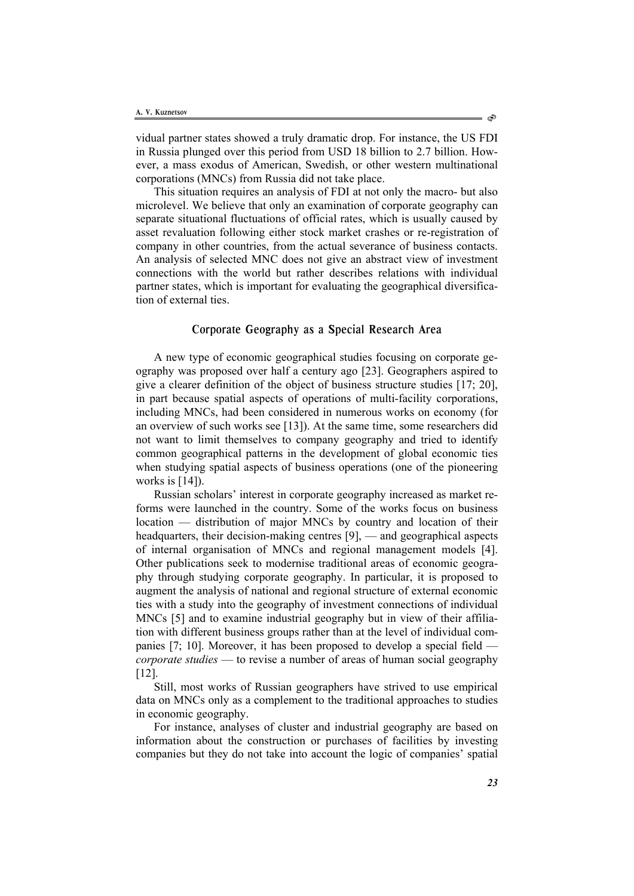vidual partner states showed a truly dramatic drop. For instance, the US FDI in Russia plunged over this period from USD 18 billion to 2.7 billion. However, a mass exodus of American, Swedish, or other western multinational corporations (MNCs) from Russia did not take place.

This situation requires an analysis of FDI at not only the macro- but also microlevel. We believe that only an examination of corporate geography can separate situational fluctuations of official rates, which is usually caused by asset revaluation following either stock market crashes or re-registration of company in other countries, from the actual severance of business contacts. An analysis of selected MNC does not give an abstract view of investment connections with the world but rather describes relations with individual partner states, which is important for evaluating the geographical diversification of external ties.

## Corporate Geography as a Special Research Area

A new type of economic geographical studies focusing on corporate geography was proposed over half a century ago [23]. Geographers aspired to give a clearer definition of the object of business structure studies [17; 20], in part because spatial aspects of operations of multi-facility corporations, including MNCs, had been considered in numerous works on economy (for an overview of such works see [13]). At the same time, some researchers did not want to limit themselves to company geography and tried to identify common geographical patterns in the development of global economic ties when studying spatial aspects of business operations (one of the pioneering works is [14]).

Russian scholars' interest in corporate geography increased as market reforms were launched in the country. Some of the works focus on business location — distribution of major MNCs by country and location of their headquarters, their decision-making centres [9], — and geographical aspects of internal organisation of MNCs and regional management models [4]. Other publications seek to modernise traditional areas of economic geography through studying corporate geography. In particular, it is proposed to augment the analysis of national and regional structure of external economic ties with a study into the geography of investment connections of individual MNCs [5] and to examine industrial geography but in view of their affiliation with different business groups rather than at the level of individual companies [7; 10]. Moreover, it has been proposed to develop a special field — *corporate studies* — to revise a number of areas of human social geography [12].

Still, most works of Russian geographers have strived to use empirical data on MNCs only as a complement to the traditional approaches to studies in economic geography.

For instance, analyses of cluster and industrial geography are based on information about the construction or purchases of facilities by investing companies but they do not take into account the logic of companies' spatial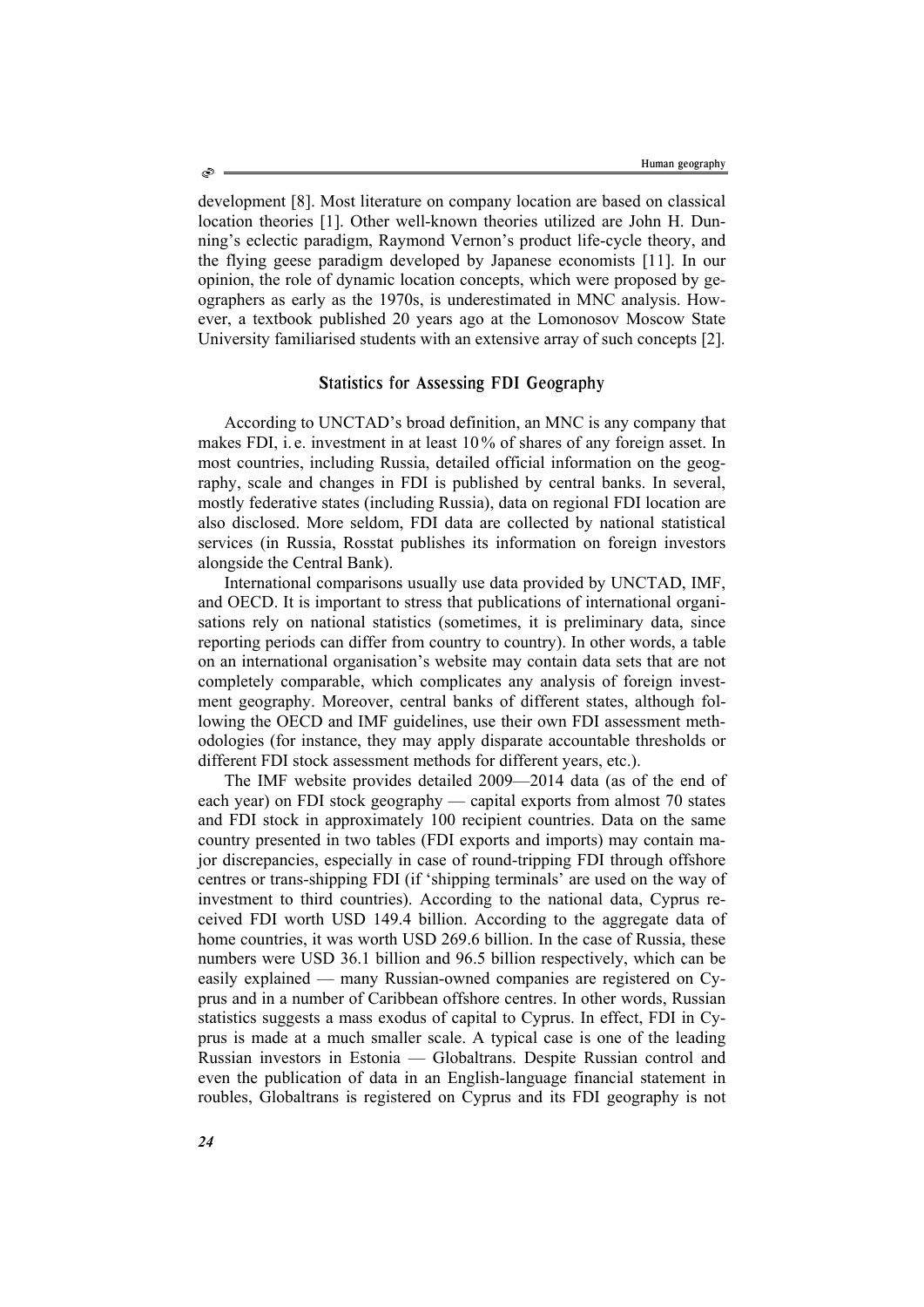development [8]. Most literature on company location are based on classical location theories [1]. Other well-known theories utilized are John H. Dunning's eclectic paradigm, Raymond Vernon's product life-cycle theory, and the flying geese paradigm developed by Japanese economists [11]. In our opinion, the role of dynamic location concepts, which were proposed by geographers as early as the 1970s, is underestimated in MNC analysis. However, a textbook published 20 years ago at the Lomonosov Moscow State University familiarised students with an extensive array of such concepts [2].

## Statistics for Assessing FDI Geography

According to UNCTAD's broad definition, an MNC is any company that makes FDI, i. e. investment in at least 10 % of shares of any foreign asset. In most countries, including Russia, detailed official information on the geography, scale and changes in FDI is published by central banks. In several, mostly federative states (including Russia), data on regional FDI location are also disclosed. More seldom, FDI data are collected by national statistical services (in Russia, Rosstat publishes its information on foreign investors alongside the Central Bank).

International comparisons usually use data provided by UNCTAD, IMF, and OECD. It is important to stress that publications of international organisations rely on national statistics (sometimes, it is preliminary data, since reporting periods can differ from country to country). In other words, a table on an international organisation's website may contain data sets that are not completely comparable, which complicates any analysis of foreign investment geography. Moreover, central banks of different states, although following the OECD and IMF guidelines, use their own FDI assessment methodologies (for instance, they may apply disparate accountable thresholds or different FDI stock assessment methods for different years, etc.).

The IMF website provides detailed 2009—2014 data (as of the end of each year) on FDI stock geography — capital exports from almost 70 states and FDI stock in approximately 100 recipient countries. Data on the same country presented in two tables (FDI exports and imports) may contain major discrepancies, especially in case of round-tripping FDI through offshore centres or trans-shipping FDI (if 'shipping terminals' are used on the way of investment to third countries). According to the national data, Cyprus received FDI worth USD 149.4 billion. According to the aggregate data of home countries, it was worth USD 269.6 billion. In the case of Russia, these numbers were USD 36.1 billion and 96.5 billion respectively, which can be easily explained — many Russian-owned companies are registered on Cyprus and in a number of Caribbean offshore centres. In other words, Russian statistics suggests a mass exodus of capital to Cyprus. In effect, FDI in Cyprus is made at a much smaller scale. A typical case is one of the leading Russian investors in Estonia — Globaltrans. Despite Russian control and even the publication of data in an English-language financial statement in roubles, Globaltrans is registered on Cyprus and its FDI geography is not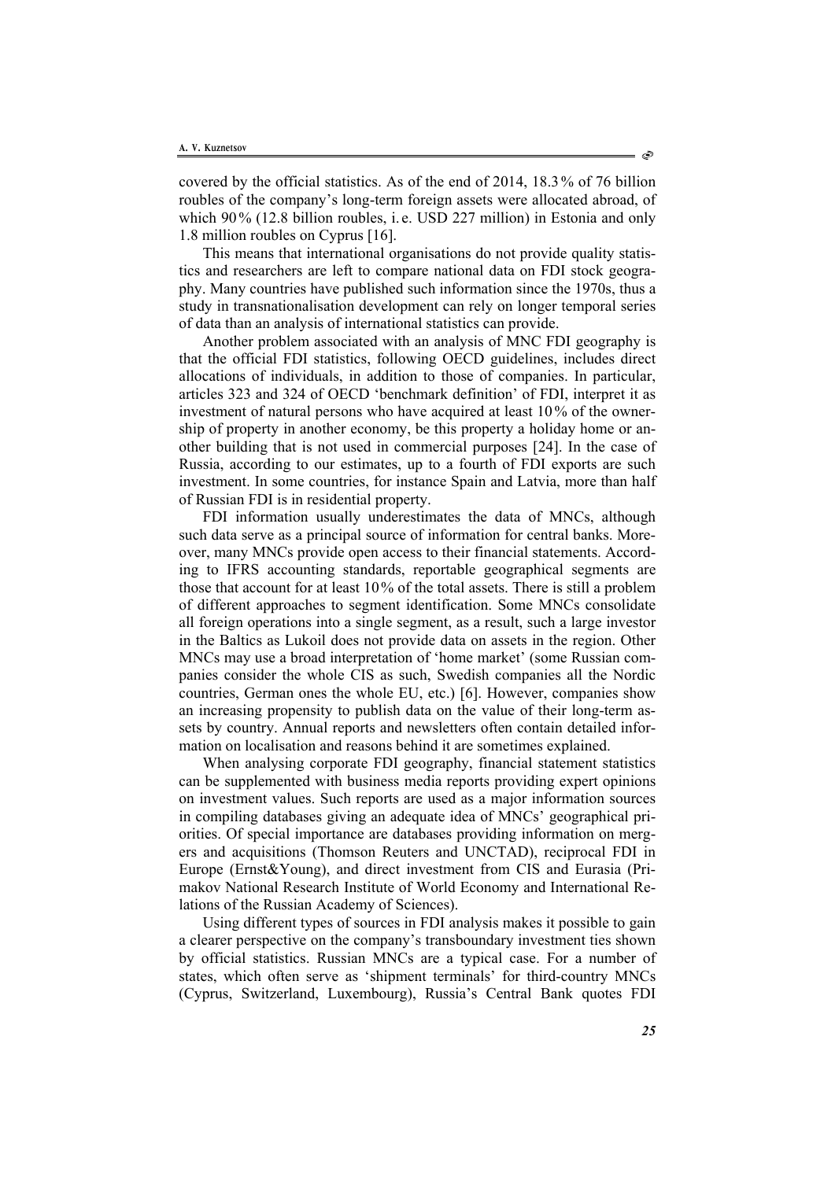covered by the official statistics. As of the end of 2014, 18.3% of 76 billion roubles of the company's long-term foreign assets were allocated abroad, of which 90% (12.8 billion roubles, i.e. USD 227 million) in Estonia and only 1.8 million roubles on Cyprus [16].

This means that international organisations do not provide quality statistics and researchers are left to compare national data on FDI stock geography. Many countries have published such information since the 1970s, thus a study in transnationalisation development can rely on longer temporal series of data than an analysis of international statistics can provide.

Another problem associated with an analysis of MNC FDI geography is that the official FDI statistics, following OECD guidelines, includes direct allocations of individuals, in addition to those of companies. In particular, articles 323 and 324 of OECD 'benchmark definition' of FDI, interpret it as investment of natural persons who have acquired at least 10% of the ownership of property in another economy, be this property a holiday home or another building that is not used in commercial purposes [24]. In the case of Russia, according to our estimates, up to a fourth of FDI exports are such investment. In some countries, for instance Spain and Latvia, more than half of Russian FDI is in residential property.

FDI information usually underestimates the data of MNCs, although such data serve as a principal source of information for central banks. Moreover, many MNCs provide open access to their financial statements. According to IFRS accounting standards, reportable geographical segments are those that account for at least 10% of the total assets. There is still a problem of different approaches to segment identification. Some MNCs consolidate all foreign operations into a single segment, as a result, such a large investor in the Baltics as Lukoil does not provide data on assets in the region. Other MNCs may use a broad interpretation of 'home market' (some Russian companies consider the whole CIS as such, Swedish companies all the Nordic countries, German ones the whole EU, etc.) [6]. However, companies show an increasing propensity to publish data on the value of their long-term assets by country. Annual reports and newsletters often contain detailed information on localisation and reasons behind it are sometimes explained.

When analysing corporate FDI geography, financial statement statistics can be supplemented with business media reports providing expert opinions on investment values. Such reports are used as a major information sources in compiling databases giving an adequate idea of MNCs' geographical priorities. Of special importance are databases providing information on mergers and acquisitions (Thomson Reuters and UNCTAD), reciprocal FDI in Europe (Ernst&Young), and direct investment from CIS and Eurasia (Primakov National Research Institute of World Economy and International Relations of the Russian Academy of Sciences).

Using different types of sources in FDI analysis makes it possible to gain a clearer perspective on the company's transboundary investment ties shown by official statistics. Russian MNCs are a typical case. For a number of states, which often serve as 'shipment terminals' for third-country MNCs (Cyprus, Switzerland, Luxembourg), Russia's Central Bank quotes FDI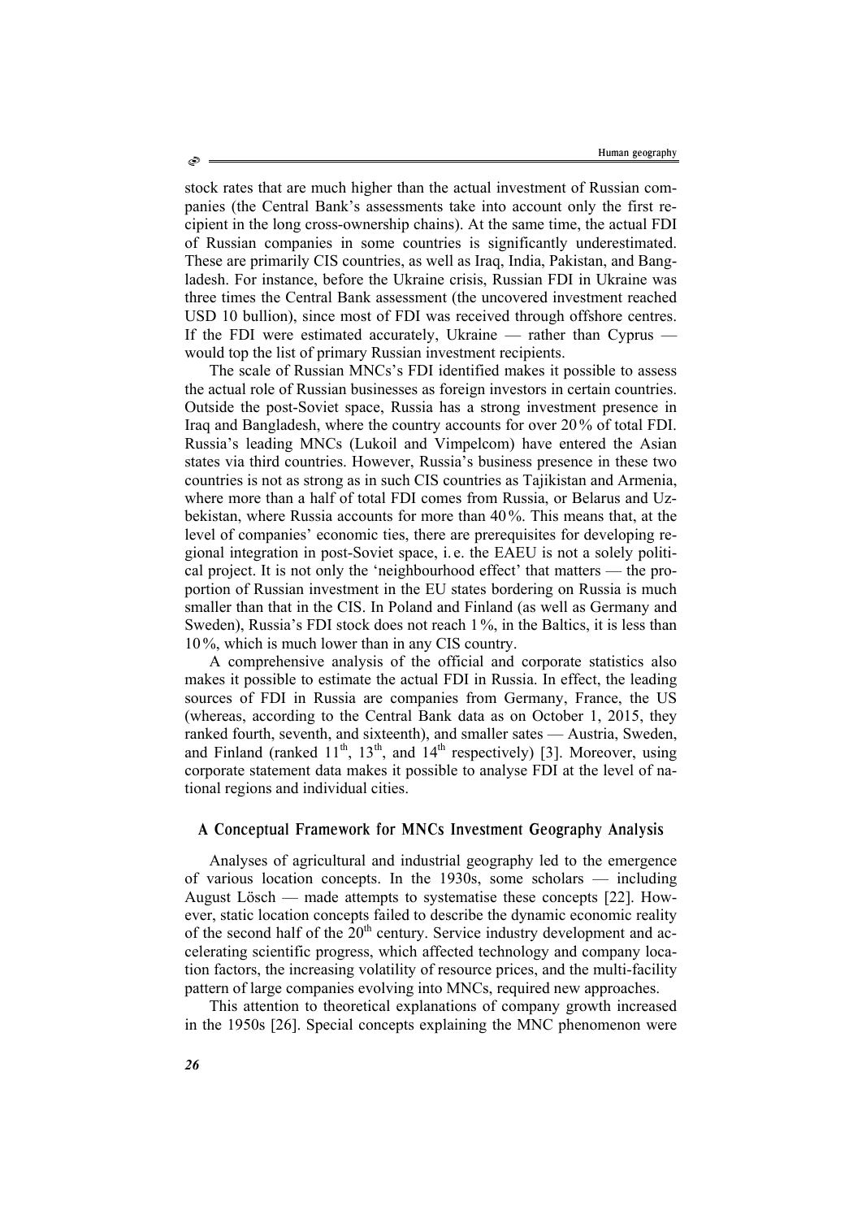stock rates that are much higher than the actual investment of Russian companies (the Central Bank's assessments take into account only the first recipient in the long cross-ownership chains). At the same time, the actual FDI of Russian companies in some countries is significantly underestimated. These are primarily CIS countries, as well as Iraq, India, Pakistan, and Bangladesh. For instance, before the Ukraine crisis, Russian FDI in Ukraine was three times the Central Bank assessment (the uncovered investment reached USD 10 bullion), since most of FDI was received through offshore centres. If the FDI were estimated accurately, Ukraine — rather than Cyprus — would top the list of primary Russian investment recipients.

The scale of Russian MNCs's FDI identified makes it possible to assess the actual role of Russian businesses as foreign investors in certain countries. Outside the post-Soviet space, Russia has a strong investment presence in Iraq and Bangladesh, where the country accounts for over 20 % of total FDI. Russia's leading MNCs (Lukoil and Vimpelcom) have entered the Asian states via third countries. However, Russia's business presence in these two countries is not as strong as in such CIS countries as Tajikistan and Armenia, where more than a half of total FDI comes from Russia, or Belarus and Uzbekistan, where Russia accounts for more than 40 %. This means that, at the level of companies' economic ties, there are prerequisites for developing regional integration in post-Soviet space, i. e. the EAEU is not a solely political project. It is not only the 'neighbourhood effect' that matters — the proportion of Russian investment in the EU states bordering on Russia is much smaller than that in the CIS. In Poland and Finland (as well as Germany and Sweden), Russia's FDI stock does not reach 1 %, in the Baltics, it is less than 10 %, which is much lower than in any CIS country.

A comprehensive analysis of the official and corporate statistics also makes it possible to estimate the actual FDI in Russia. In effect, the leading sources of FDI in Russia are companies from Germany, France, the US (whereas, according to the Central Bank data as on October 1, 2015, they ranked fourth, seventh, and sixteenth), and smaller sates — Austria, Sweden, and Finland (ranked 11th, 13th, and 14th respectively) [3]. Moreover, using corporate statement data makes it possible to analyse FDI at the level of national regions and individual cities.

## A Conceptual Framework for MNCs Investment Geography Analysis

Analyses of agricultural and industrial geography led to the emergence of various location concepts. In the 1930s, some scholars — including August Lösch — made attempts to systematise these concepts [22]. However, static location concepts failed to describe the dynamic economic reality of the second half of the 20th century. Service industry development and accelerating scientific progress, which affected technology and company location factors, the increasing volatility of resource prices, and the multi-facility pattern of large companies evolving into MNCs, required new approaches.

This attention to theoretical explanations of company growth increased in the 1950s [26]. Special concepts explaining the MNC phenomenon were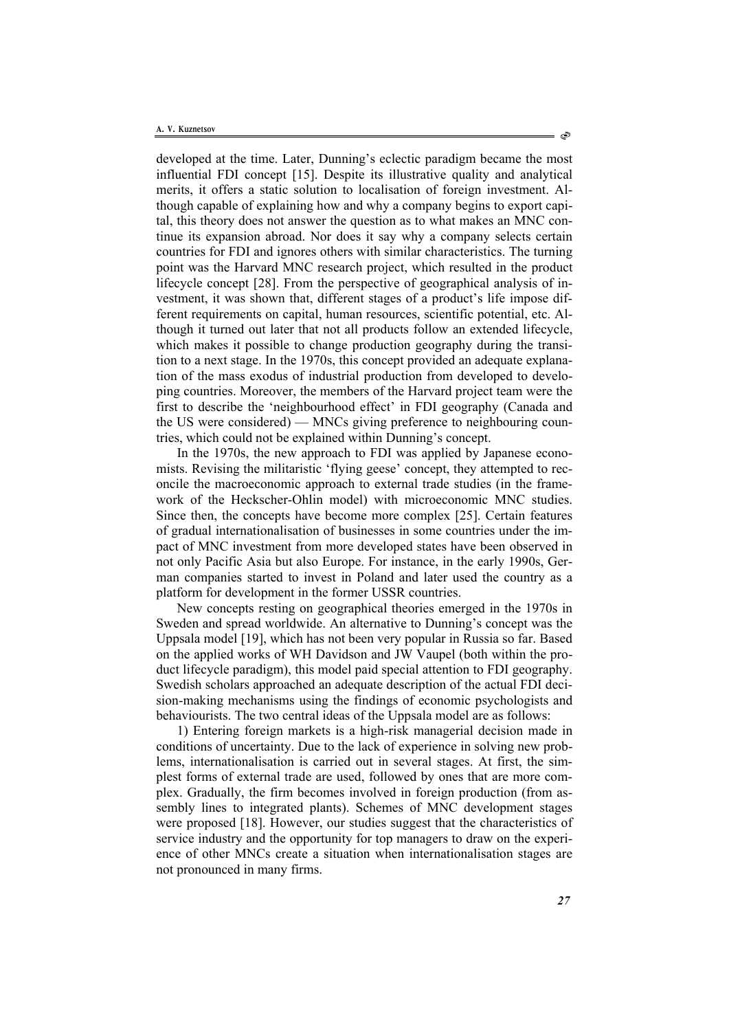developed at the time. Later, Dunning's eclectic paradigm became the most influential FDI concept [15]. Despite its illustrative quality and analytical merits, it offers a static solution to localisation of foreign investment. Although capable of explaining how and why a company begins to export capital, this theory does not answer the question as to what makes an MNC continue its expansion abroad. Nor does it say why a company selects certain countries for FDI and ignores others with similar characteristics. The turning point was the Harvard MNC research project, which resulted in the product lifecycle concept [28]. From the perspective of geographical analysis of investment, it was shown that, different stages of a product's life impose different requirements on capital, human resources, scientific potential, etc. Although it turned out later that not all products follow an extended lifecycle, which makes it possible to change production geography during the transition to a next stage. In the 1970s, this concept provided an adequate explanation of the mass exodus of industrial production from developed to developing countries. Moreover, the members of the Harvard project team were the first to describe the 'neighbourhood effect' in FDI geography (Canada and the US were considered) — MNCs giving preference to neighbouring countries, which could not be explained within Dunning's concept.

In the 1970s, the new approach to FDI was applied by Japanese economists. Revising the militaristic 'flying geese' concept, they attempted to reconcile the macroeconomic approach to external trade studies (in the framework of the Heckscher-Ohlin model) with microeconomic MNC studies. Since then, the concepts have become more complex [25]. Certain features of gradual internationalisation of businesses in some countries under the impact of MNC investment from more developed states have been observed in not only Pacific Asia but also Europe. For instance, in the early 1990s, German companies started to invest in Poland and later used the country as a platform for development in the former USSR countries.

New concepts resting on geographical theories emerged in the 1970s in Sweden and spread worldwide. An alternative to Dunning's concept was the Uppsala model [19], which has not been very popular in Russia so far. Based on the applied works of WH Davidson and JW Vaupel (both within the product lifecycle paradigm), this model paid special attention to FDI geography. Swedish scholars approached an adequate description of the actual FDI decision-making mechanisms using the findings of economic psychologists and behaviourists. The two central ideas of the Uppsala model are as follows:

1) Entering foreign markets is a high-risk managerial decision made in conditions of uncertainty. Due to the lack of experience in solving new problems, internationalisation is carried out in several stages. At first, the simplest forms of external trade are used, followed by ones that are more complex. Gradually, the firm becomes involved in foreign production (from assembly lines to integrated plants). Schemes of MNC development stages were proposed [18]. However, our studies suggest that the characteristics of service industry and the opportunity for top managers to draw on the experience of other MNCs create a situation when internationalisation stages are not pronounced in many firms.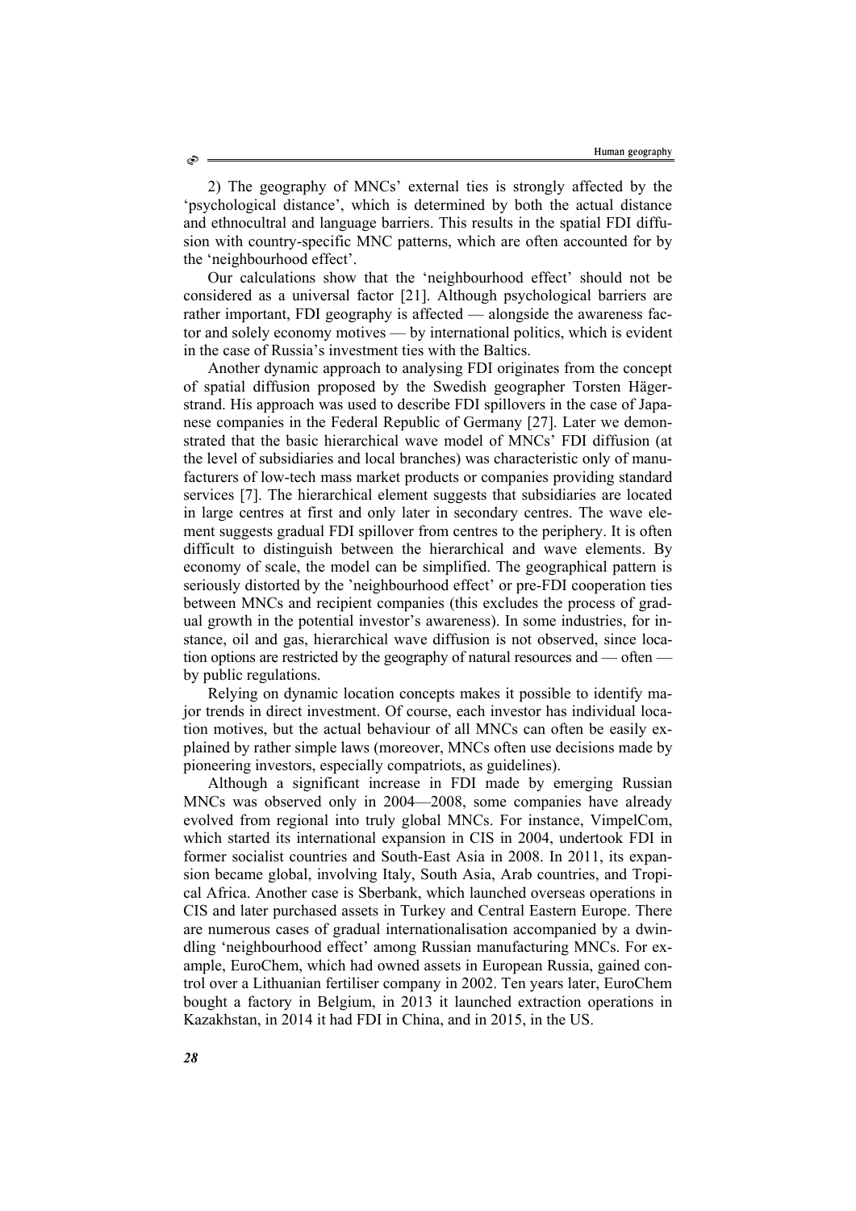2) The geography of MNCs' external ties is strongly affected by the 'psychological distance', which is determined by both the actual distance and ethnocultral and language barriers. This results in the spatial FDI diffusion with country-specific MNC patterns, which are often accounted for by the 'neighbourhood effect'.

Our calculations show that the 'neighbourhood effect' should not be considered as a universal factor [21]. Although psychological barriers are rather important, FDI geography is affected — alongside the awareness factor and solely economy motives — by international politics, which is evident in the case of Russia's investment ties with the Baltics.

Another dynamic approach to analysing FDI originates from the concept of spatial diffusion proposed by the Swedish geographer Torsten Hägerstrand. His approach was used to describe FDI spillovers in the case of Japanese companies in the Federal Republic of Germany [27]. Later we demonstrated that the basic hierarchical wave model of MNCs' FDI diffusion (at the level of subsidiaries and local branches) was characteristic only of manufacturers of low-tech mass market products or companies providing standard services [7]. The hierarchical element suggests that subsidiaries are located in large centres at first and only later in secondary centres. The wave element suggests gradual FDI spillover from centres to the periphery. It is often difficult to distinguish between the hierarchical and wave elements. By economy of scale, the model can be simplified. The geographical pattern is seriously distorted by the 'neighbourhood effect' or pre-FDI cooperation ties between MNCs and recipient companies (this excludes the process of gradual growth in the potential investor's awareness). In some industries, for instance, oil and gas, hierarchical wave diffusion is not observed, since location options are restricted by the geography of natural resources and — often — by public regulations.

Relying on dynamic location concepts makes it possible to identify major trends in direct investment. Of course, each investor has individual location motives, but the actual behaviour of all MNCs can often be easily explained by rather simple laws (moreover, MNCs often use decisions made by pioneering investors, especially compatriots, as guidelines).

Although a significant increase in FDI made by emerging Russian MNCs was observed only in 2004—2008, some companies have already evolved from regional into truly global MNCs. For instance, VimpelCom, which started its international expansion in CIS in 2004, undertook FDI in former socialist countries and South-East Asia in 2008. In 2011, its expansion became global, involving Italy, South Asia, Arab countries, and Tropical Africa. Another case is Sberbank, which launched overseas operations in CIS and later purchased assets in Turkey and Central Eastern Europe. There are numerous cases of gradual internationalisation accompanied by a dwindling 'neighbourhood effect' among Russian manufacturing MNCs. For example, EuroChem, which had owned assets in European Russia, gained control over a Lithuanian fertiliser company in 2002. Ten years later, EuroChem bought a factory in Belgium, in 2013 it launched extraction operations in Kazakhstan, in 2014 it had FDI in China, and in 2015, in the US.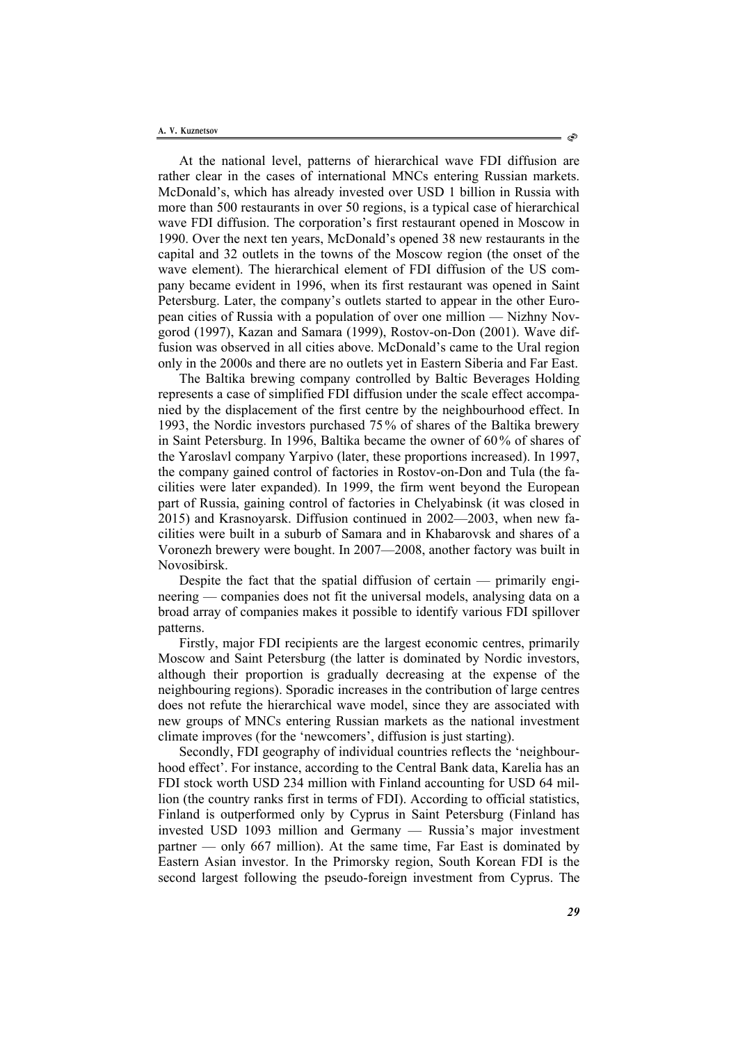At the national level, patterns of hierarchical wave FDI diffusion are rather clear in the cases of international MNCs entering Russian markets. McDonald's, which has already invested over USD 1 billion in Russia with more than 500 restaurants in over 50 regions, is a typical case of hierarchical wave FDI diffusion. The corporation's first restaurant opened in Moscow in 1990. Over the next ten years, McDonald's opened 38 new restaurants in the capital and 32 outlets in the towns of the Moscow region (the onset of the wave element). The hierarchical element of FDI diffusion of the US company became evident in 1996, when its first restaurant was opened in Saint Petersburg. Later, the company's outlets started to appear in the other European cities of Russia with a population of over one million — Nizhny Novgorod (1997), Kazan and Samara (1999), Rostov-on-Don (2001). Wave diffusion was observed in all cities above. McDonald's came to the Ural region only in the 2000s and there are no outlets yet in Eastern Siberia and Far East.

The Baltika brewing company controlled by Baltic Beverages Holding represents a case of simplified FDI diffusion under the scale effect accompanied by the displacement of the first centre by the neighbourhood effect. In 1993, the Nordic investors purchased 75% of shares of the Baltika brewery in Saint Petersburg. In 1996, Baltika became the owner of 60% of shares of the Yaroslavl company Yarpivo (later, these proportions increased). In 1997, the company gained control of factories in Rostov-on-Don and Tula (the facilities were later expanded). In 1999, the firm went beyond the European part of Russia, gaining control of factories in Chelyabinsk (it was closed in 2015) and Krasnoyarsk. Diffusion continued in 2002—2003, when new facilities were built in a suburb of Samara and in Khabarovsk and shares of a Voronezh brewery were bought. In 2007—2008, another factory was built in Novosibirsk.

Despite the fact that the spatial diffusion of certain — primarily engineering — companies does not fit the universal models, analysing data on a broad array of companies makes it possible to identify various FDI spillover patterns.

Firstly, major FDI recipients are the largest economic centres, primarily Moscow and Saint Petersburg (the latter is dominated by Nordic investors, although their proportion is gradually decreasing at the expense of the neighbouring regions). Sporadic increases in the contribution of large centres does not refute the hierarchical wave model, since they are associated with new groups of MNCs entering Russian markets as the national investment climate improves (for the 'newcomers', diffusion is just starting).

Secondly, FDI geography of individual countries reflects the 'neighbourhood effect'. For instance, according to the Central Bank data, Karelia has an FDI stock worth USD 234 million with Finland accounting for USD 64 million (the country ranks first in terms of FDI). According to official statistics, Finland is outperformed only by Cyprus in Saint Petersburg (Finland has invested USD 1093 million and Germany — Russia's major investment partner — only 667 million). At the same time, Far East is dominated by Eastern Asian investor. In the Primorsky region, South Korean FDI is the second largest following the pseudo-foreign investment from Cyprus. The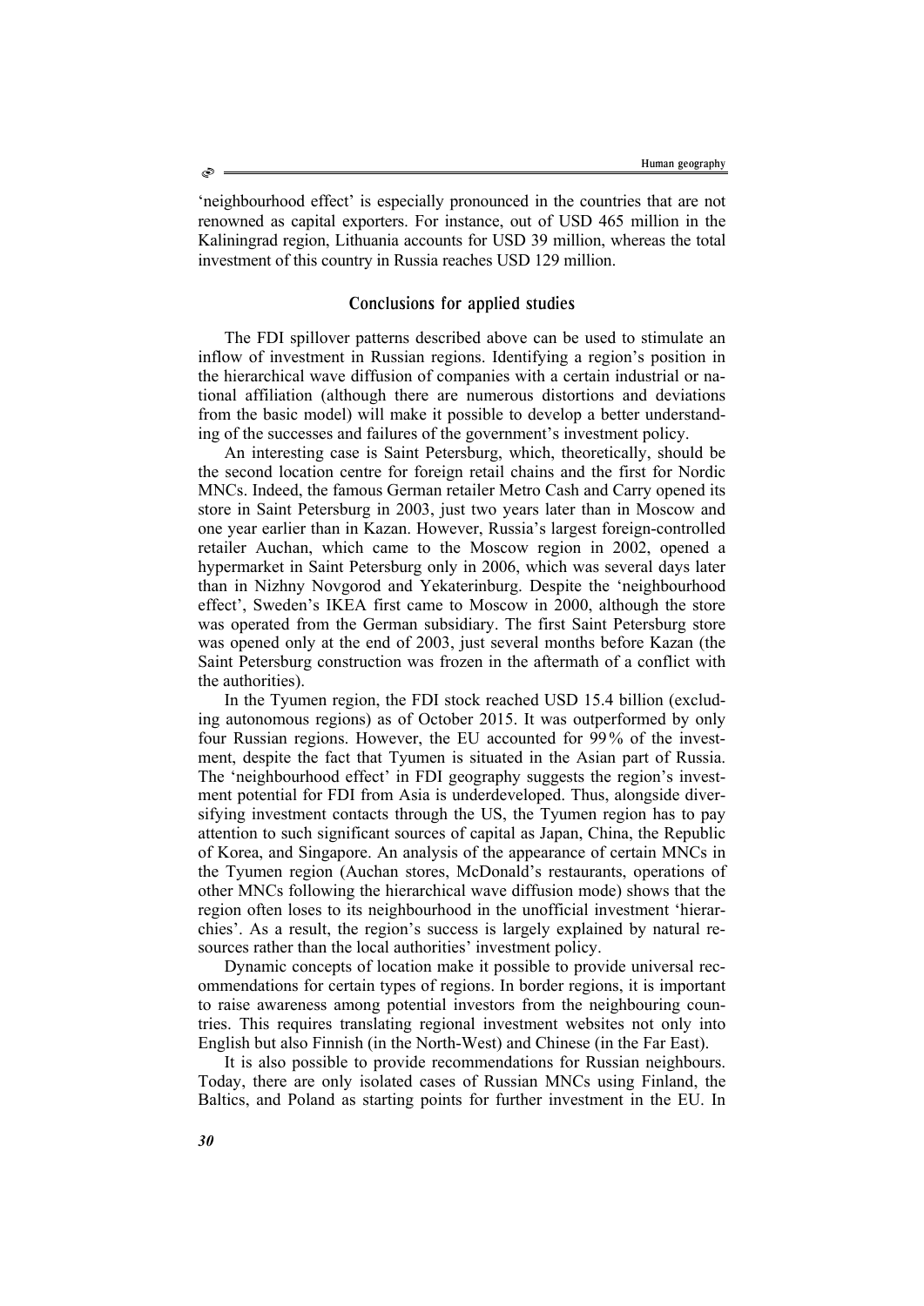'neighbourhood effect' is especially pronounced in the countries that are not renowned as capital exporters. For instance, out of USD 465 million in the Kaliningrad region, Lithuania accounts for USD 39 million, whereas the total investment of this country in Russia reaches USD 129 million.

## Conclusions for applied studies

The FDI spillover patterns described above can be used to stimulate an inflow of investment in Russian regions. Identifying a region's position in the hierarchical wave diffusion of companies with a certain industrial or national affiliation (although there are numerous distortions and deviations from the basic model) will make it possible to develop a better understanding of the successes and failures of the government's investment policy.

An interesting case is Saint Petersburg, which, theoretically, should be the second location centre for foreign retail chains and the first for Nordic MNCs. Indeed, the famous German retailer Metro Cash and Carry opened its store in Saint Petersburg in 2003, just two years later than in Moscow and one year earlier than in Kazan. However, Russia's largest foreign-controlled retailer Auchan, which came to the Moscow region in 2002, opened a hypermarket in Saint Petersburg only in 2006, which was several days later than in Nizhny Novgorod and Yekaterinburg. Despite the 'neighbourhood effect', Sweden's IKEA first came to Moscow in 2000, although the store was operated from the German subsidiary. The first Saint Petersburg store was opened only at the end of 2003, just several months before Kazan (the Saint Petersburg construction was frozen in the aftermath of a conflict with the authorities).

In the Tyumen region, the FDI stock reached USD 15.4 billion (excluding autonomous regions) as of October 2015. It was outperformed by only four Russian regions. However, the EU accounted for 99% of the investment, despite the fact that Tyumen is situated in the Asian part of Russia. The 'neighbourhood effect' in FDI geography suggests the region's investment potential for FDI from Asia is underdeveloped. Thus, alongside diversifying investment contacts through the US, the Tyumen region has to pay attention to such significant sources of capital as Japan, China, the Republic of Korea, and Singapore. An analysis of the appearance of certain MNCs in the Tyumen region (Auchan stores, McDonald's restaurants, operations of other MNCs following the hierarchical wave diffusion mode) shows that the region often loses to its neighbourhood in the unofficial investment 'hierarchies'. As a result, the region's success is largely explained by natural resources rather than the local authorities' investment policy.

Dynamic concepts of location make it possible to provide universal recommendations for certain types of regions. In border regions, it is important to raise awareness among potential investors from the neighbouring countries. This requires translating regional investment websites not only into English but also Finnish (in the North-West) and Chinese (in the Far East).

It is also possible to provide recommendations for Russian neighbours. Today, there are only isolated cases of Russian MNCs using Finland, the Baltics, and Poland as starting points for further investment in the EU. In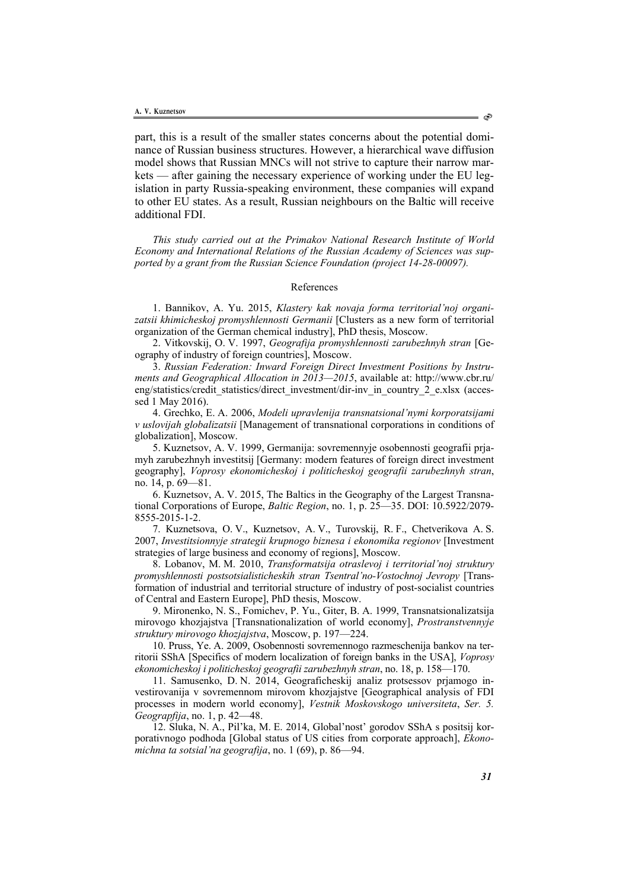part, this is a result of the smaller states concerns about the potential dominance of Russian business structures. However, a hierarchical wave diffusion model shows that Russian MNCs will not strive to capture their narrow markets — after gaining the necessary experience of working under the EU legislation in party Russia-speaking environment, these companies will expand to other EU states. As a result, Russian neighbours on the Baltic will receive additional FDI.

*This study carried out at the Primakov National Research Institute of World Economy and International Relations of the Russian Academy of Sciences was supported by a grant from the Russian Science Foundation (project 14-28-00097).*

## References

1. Bannikov, A. Yu. 2015, *Klastery kak novaja forma territorial'noj organizatsii khimicheskoj promyshlennosti Germanii* [Clusters as a new form of territorial organization of the German chemical industry], PhD thesis, Moscow.

2. Vitkovskij, O. V. 1997, *Geografija promyshlennosti zarubezhnyh stran* [Geography of industry of foreign countries], Moscow.

3. *Russian Federation: Inward Foreign Direct Investment Positions by Instruments and Geographical Allocation in 2013—2015*, available at: http://www.cbr.ru/eng/statistics/credit_statistics/direct_investment/dir-inv_in_country_2_e.xlsx (accessed 1 May 2016).

4. Grechko, E. A. 2006, *Modeli upravlenija transnatsional'nymi korporatsijami v uslovijah globalizatsii* [Management of transnational corporations in conditions of globalization], Moscow.

5. Kuznetsov, A. V. 1999, Germanija: sovremennyje osobennosti geografii prjamyh zarubezhnyh investitsij [Germany: modern features of foreign direct investment geography], *Voprosy ekonomicheskoj i politicheskoj geografii zarubezhnyh stran*, no. 14, p. 69—81.

6. Kuznetsov, A. V. 2015, The Baltics in the Geography of the Largest Transnational Corporations of Europe, *Baltic Region*, no. 1, p. 25—35. DOI: 10.5922/2079-8555-2015-1-2.

7. Kuznetsova, O. V., Kuznetsov, A. V., Turovskij, R. F., Chetverikova A. S. 2007, *Investitsionnyje strategii krupnogo biznesa i ekonomika regionov* [Investment strategies of large business and economy of regions], Moscow.

8. Lobanov, M. M. 2010, *Transformatsija otraslevoj i territorial'noj struktury promyshlennosti postsotsialisticheskih stran Tsentral'no-Vostochnoj Jevropy* [Transformation of industrial and territorial structure of industry of post-socialist countries of Central and Eastern Europe], PhD thesis, Moscow.

9. Mironenko, N. S., Fomichev, P. Yu., Giter, B. A. 1999, Transnatsionalizatsija mirovogo khozjajstva [Transnationalization of world economy], *Prostranstvennyje struktury mirovogo khozjajstva*, Moscow, p. 197—224.

10. Pruss, Ye. A. 2009, Osobennosti sovremennogo razmeschenija bankov na territorii SShA [Specifics of modern localization of foreign banks in the USA], *Voprosy ekonomicheskoj i politicheskoj geografii zarubezhnyh stran*, no. 18, p. 158—170.

11. Samusenko, D. N. 2014, Geograficheskij analiz protsessov prjamogo investirovanija v sovremennom mirovom khozjajstve [Geographical analysis of FDI processes in modern world economy], *Vestnik Moskovskogo universiteta*, *Ser. 5. Geograpfija*, no. 1, p. 42—48.

12. Sluka, N. A., Pil'ka, M. E. 2014, Global'nost' gorodov SShA s positsij korporativnogo podhoda [Global status of US cities from corporate approach], *Ekonomichna ta sotsial'na geografija*, no. 1 (69), p. 86—94.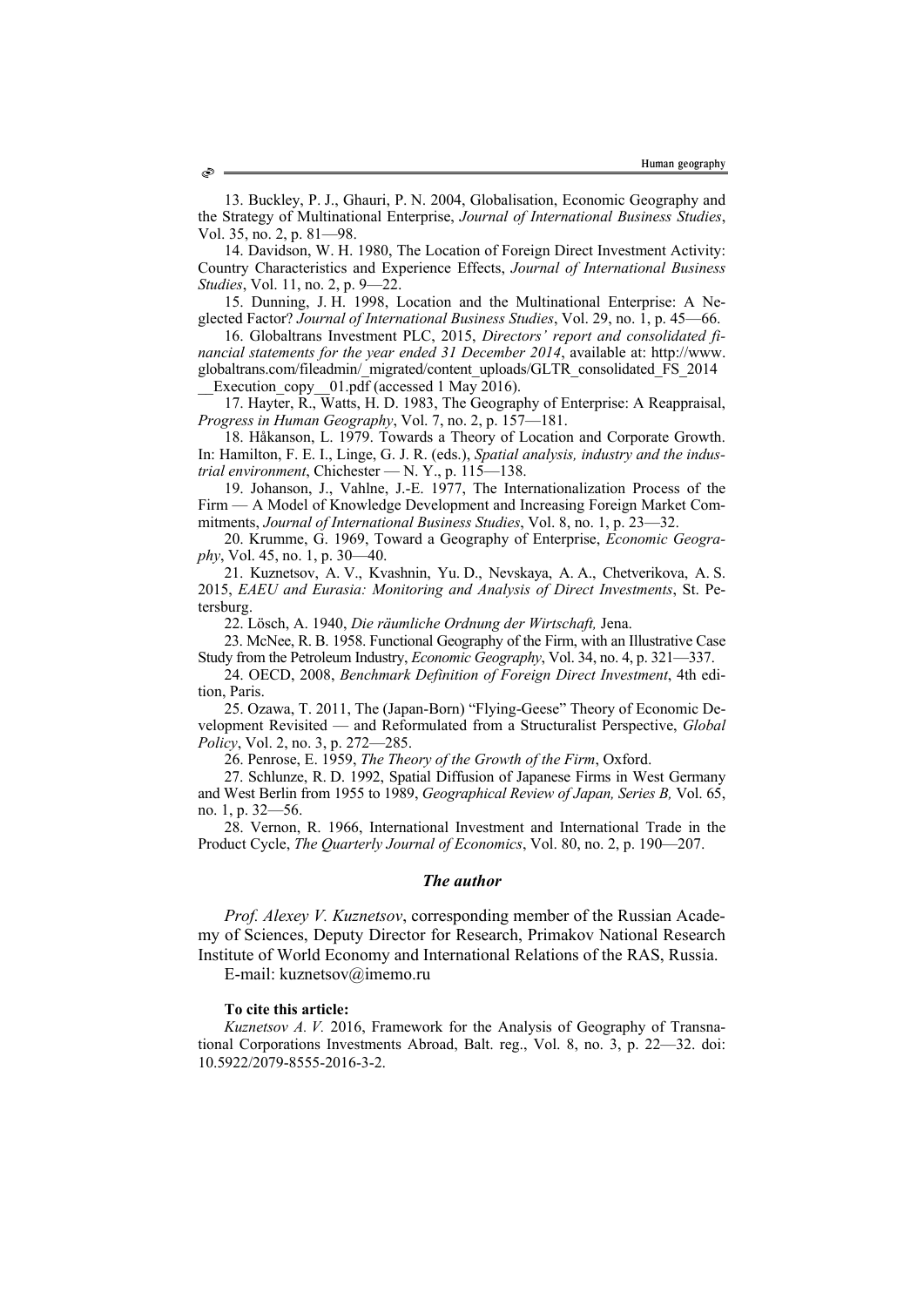13. Buckley, P. J., Ghauri, P. N. 2004, Globalisation, Economic Geography and the Strategy of Multinational Enterprise, *Journal of International Business Studies*, Vol. 35, no. 2, p. 81—98.

14. Davidson, W. H. 1980, The Location of Foreign Direct Investment Activity: Country Characteristics and Experience Effects, *Journal of International Business Studies*, Vol. 11, no. 2, p. 9—22.

15. Dunning, J. H. 1998, Location and the Multinational Enterprise: A Neglected Factor? *Journal of International Business Studies*, Vol. 29, no. 1, p. 45—66.

16. Globaltrans Investment PLC, 2015, *Directors' report and consolidated financial statements for the year ended 31 December 2014*, available at: http://www.globaltrans.com/fileadmin/_migrated/content_uploads/GLTR_consolidated_FS_2014__Execution_copy__01.pdf (accessed 1 May 2016).

17. Hayter, R., Watts, H. D. 1983, The Geography of Enterprise: A Reappraisal, *Progress in Human Geography*, Vol. 7, no. 2, p. 157—181.

18. Håkanson, L. 1979. Towards a Theory of Location and Corporate Growth. In: Hamilton, F. E. I., Linge, G. J. R. (eds.), *Spatial analysis, industry and the industrial environment*, Chichester — N. Y., p. 115—138.

19. Johanson, J., Vahlne, J.-E. 1977, The Internationalization Process of the Firm — A Model of Knowledge Development and Increasing Foreign Market Commitments, *Journal of International Business Studies*, Vol. 8, no. 1, p. 23—32.

20. Krumme, G. 1969, Toward a Geography of Enterprise, *Economic Geography*, Vol. 45, no. 1, p. 30—40.

21. Kuznetsov, A. V., Kvashnin, Yu. D., Nevskaya, A. A., Chetverikova, A. S. 2015, *EAEU and Eurasia: Monitoring and Analysis of Direct Investments*, St. Petersburg.

22. Lösch, A. 1940, *Die räumliche Ordnung der Wirtschaft,* Jena.

23. McNee, R. B. 1958. Functional Geography of the Firm, with an Illustrative Case Study from the Petroleum Industry, *Economic Geography*, Vol. 34, no. 4, p. 321—337.

24. OECD, 2008, *Benchmark Definition of Foreign Direct Investment*, 4th edition, Paris.

25. Ozawa, T. 2011, The (Japan-Born) "Flying-Geese" Theory of Economic Development Revisited — and Reformulated from a Structuralist Perspective, *Global Policy*, Vol. 2, no. 3, p. 272—285.

26. Penrose, E. 1959, *The Theory of the Growth of the Firm*, Oxford.

27. Schlunze, R. D. 1992, Spatial Diffusion of Japanese Firms in West Germany and West Berlin from 1955 to 1989, *Geographical Review of Japan, Series B,* Vol. 65, no. 1, p. 32—56.

28. Vernon, R. 1966, International Investment and International Trade in the Product Cycle, *The Quarterly Journal of Economics*, Vol. 80, no. 2, p. 190—207.

## *The author*

*Prof. Alexey V. Kuznetsov*, corresponding member of the Russian Academy of Sciences, Deputy Director for Research, Primakov National Research Institute of World Economy and International Relations of the RAS, Russia.

E-mail: kuznetsov@imemo.ru

**To cite this article:**

*Kuznetsov A. V.* 2016, Framework for the Analysis of Geography of Transnational Corporations Investments Abroad, Balt. reg., Vol. 8, no. 3, p. 22—32. doi: 10.5922/2079-8555-2016-3-2.